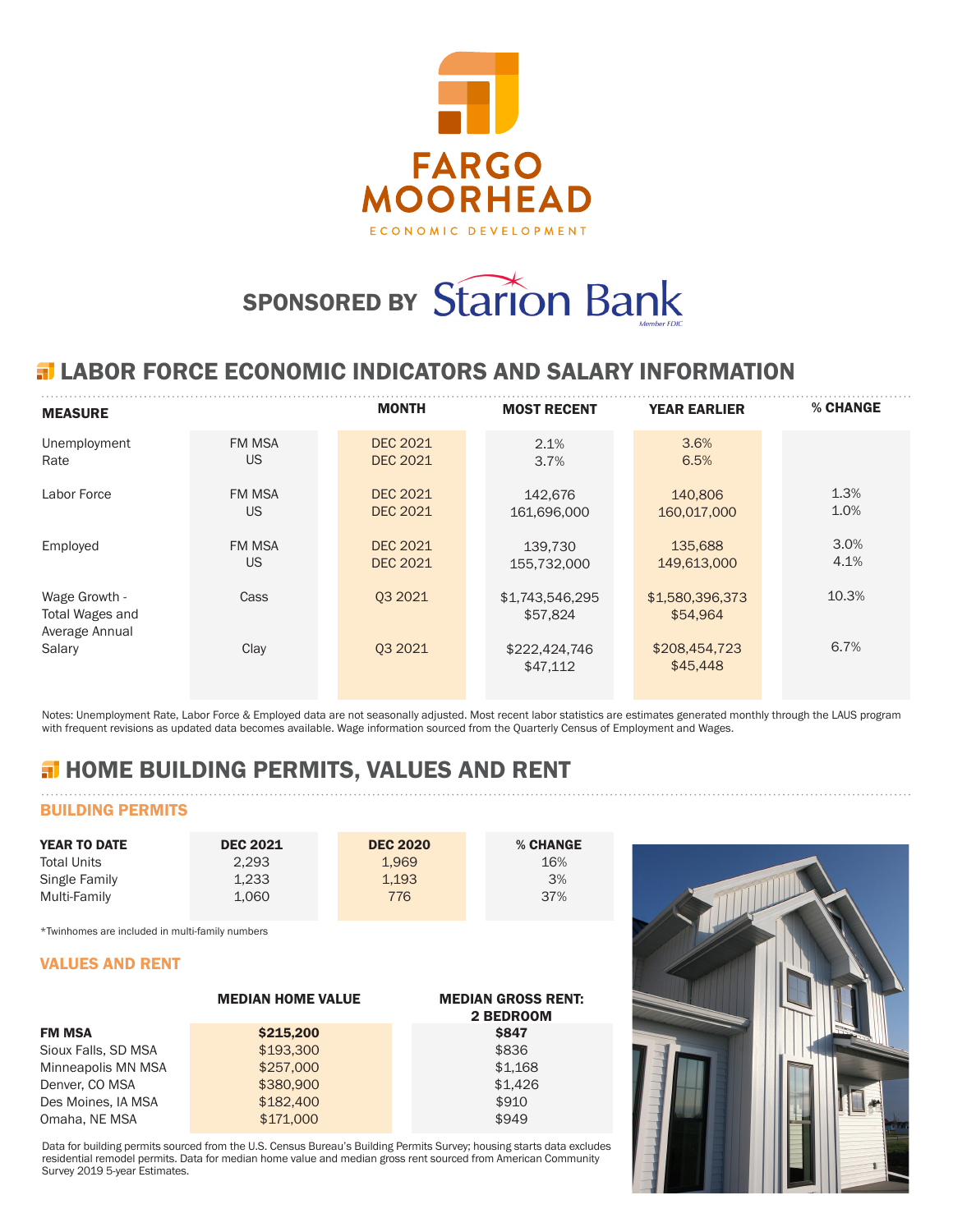FARGO MOORHEAD

ECONOMIC DEVELOPMENT

SPONSORED BY Starion Bank

Member FDIC

## LABOR FORCE ECONOMIC INDICATORS AND SALARY INFORMATION

| MEASURE | | MONTH | MOST RECENT | YEAR EARLIER | % CHANGE |
|---|---|---|---|---|---|
| Unemployment Rate | FM MSA | DEC 2021 | 2.1% | 3.6% | |
| | US | DEC 2021 | 3.7% | 6.5% | |
| Labor Force | FM MSA | DEC 2021 | 142,676 | 140,806 | 1.3% |
| | US | DEC 2021 | 161,696,000 | 160,017,000 | 1.0% |
| Employed | FM MSA | DEC 2021 | 139,730 | 135,688 | 3.0% |
| | US | DEC 2021 | 155,732,000 | 149,613,000 | 4.1% |
| Wage Growth - Total Wages and Average Annual Salary | Cass | Q3 2021 | $1,743,546,295<br>$57,824 | $1,580,396,373<br>$54,964 | 10.3% |
| | Clay | Q3 2021 | $222,424,746<br>$47,112 | $208,454,723<br>$45,448 | 6.7% |

Notes: Unemployment Rate, Labor Force & Employed data are not seasonally adjusted. Most recent labor statistics are estimates generated monthly through the LAUS program with frequent revisions as updated data becomes available. Wage information sourced from the Quarterly Census of Employment and Wages.

## HOME BUILDING PERMITS, VALUES AND RENT

### BUILDING PERMITS

| YEAR TO DATE | DEC 2021 | DEC 2020 | % CHANGE |
|---|---|---|---|
| Total Units | 2,293 | 1,969 | 16% |
| Single Family | 1,233 | 1,193 | 3% |
| Multi-Family | 1,060 | 776 | 37% |

*Twinhomes are included in multi-family numbers

### VALUES AND RENT

| | MEDIAN HOME VALUE | MEDIAN GROSS RENT: 2 BEDROOM |
|---|---|---|
| **FM MSA** | **$215,200** | **$847** |
| Sioux Falls, SD MSA | $193,300 | $836 |
| Minneapolis MN MSA | $257,000 | $1,168 |
| Denver, CO MSA | $380,900 | $1,426 |
| Des Moines, IA MSA | $182,400 | $910 |
| Omaha, NE MSA | $171,000 | $949 |

Data for building permits sourced from the U.S. Census Bureau's Building Permits Survey; housing starts data excludes residential remodel permits. Data for median home value and median gross rent sourced from American Community Survey 2019 5-year Estimates.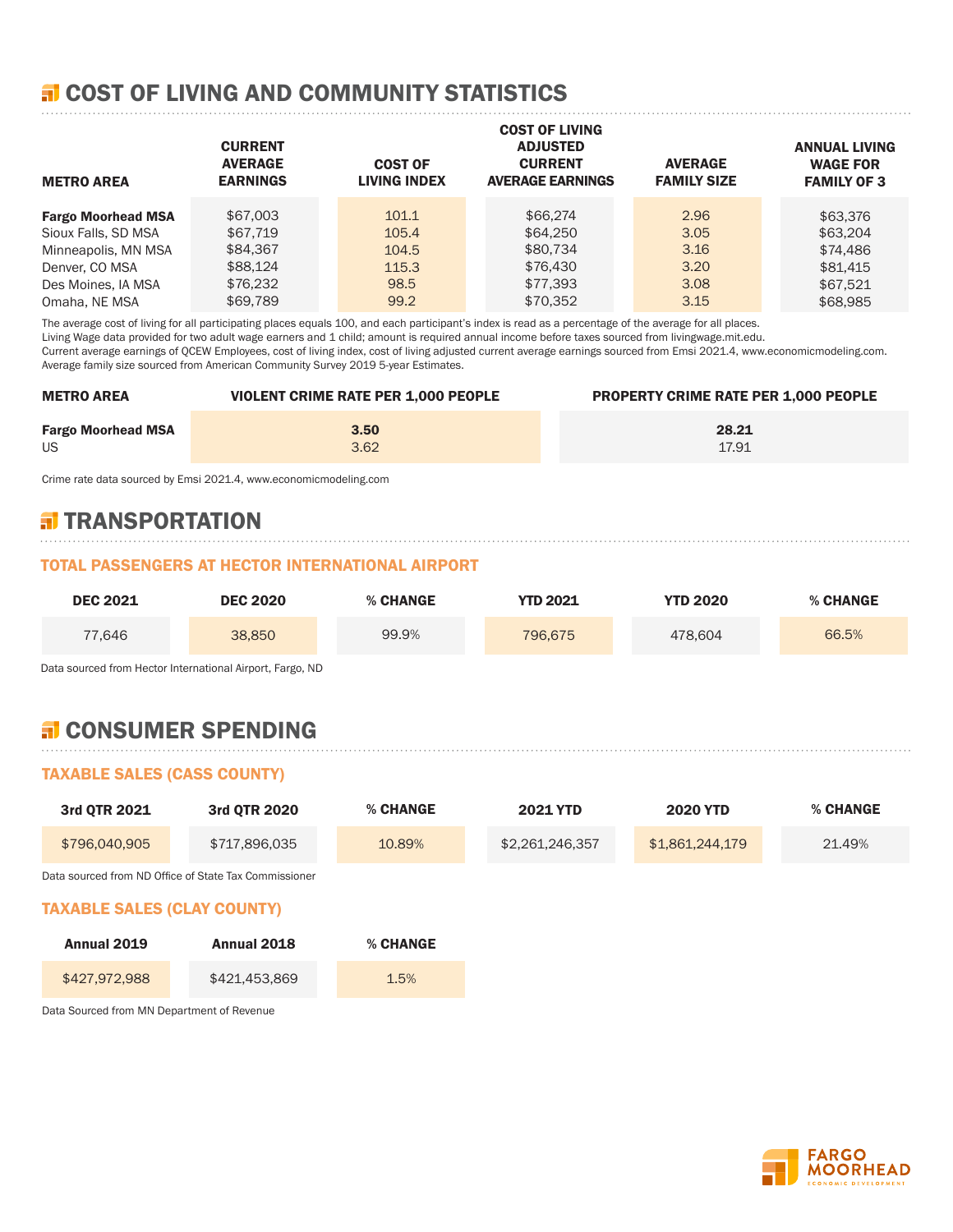# COST OF LIVING AND COMMUNITY STATISTICS

| METRO AREA | CURRENT AVERAGE EARNINGS | COST OF LIVING INDEX | COST OF LIVING ADJUSTED CURRENT AVERAGE EARNINGS | AVERAGE FAMILY SIZE | ANNUAL LIVING WAGE FOR FAMILY OF 3 |
|---|---|---|---|---|---|
| **Fargo Moorhead MSA** | $67,003 | 101.1 | $66,274 | 2.96 | $63,376 |
| Sioux Falls, SD MSA | $67,719 | 105.4 | $64,250 | 3.05 | $63,204 |
| Minneapolis, MN MSA | $84,367 | 104.5 | $80,734 | 3.16 | $74,486 |
| Denver, CO MSA | $88,124 | 115.3 | $76,430 | 3.20 | $81,415 |
| Des Moines, IA MSA | $76,232 | 98.5 | $77,393 | 3.08 | $67,521 |
| Omaha, NE MSA | $69,789 | 99.2 | $70,352 | 3.15 | $68,985 |

The average cost of living for all participating places equals 100, and each participant's index is read as a percentage of the average for all places.
Living Wage data provided for two adult wage earners and 1 child; amount is required annual income before taxes sourced from livingwage.mit.edu.
Current average earnings of QCEW Employees, cost of living index, cost of living adjusted current average earnings sourced from Emsi 2021.4, www.economicmodeling.com.
Average family size sourced from American Community Survey 2019 5-year Estimates.

| METRO AREA | VIOLENT CRIME RATE PER 1,000 PEOPLE | PROPERTY CRIME RATE PER 1,000 PEOPLE |
|---|---|---|
| **Fargo Moorhead MSA** | **3.50** | **28.21** |
| US | 3.62 | 17.91 |

Crime rate data sourced by Emsi 2021.4, www.economicmodeling.com

# TRANSPORTATION

## TOTAL PASSENGERS AT HECTOR INTERNATIONAL AIRPORT

| DEC 2021 | DEC 2020 | % CHANGE | YTD 2021 | YTD 2020 | % CHANGE |
|---|---|---|---|---|---|
| 77,646 | 38,850 | 99.9% | 796,675 | 478,604 | 66.5% |

Data sourced from Hector International Airport, Fargo, ND

# CONSUMER SPENDING

## TAXABLE SALES (CASS COUNTY)

| 3rd QTR 2021 | 3rd QTR 2020 | % CHANGE | 2021 YTD | 2020 YTD | % CHANGE |
|---|---|---|---|---|---|
| $796,040,905 | $717,896,035 | 10.89% | $2,261,246,357 | $1,861,244,179 | 21.49% |

Data sourced from ND Office of State Tax Commissioner

## TAXABLE SALES (CLAY COUNTY)

| Annual 2019 | Annual 2018 | % CHANGE |
|---|---|---|
| $427,972,988 | $421,453,869 | 1.5% |

Data Sourced from MN Department of Revenue

FARGO MOORHEAD ECONOMIC DEVELOPMENT